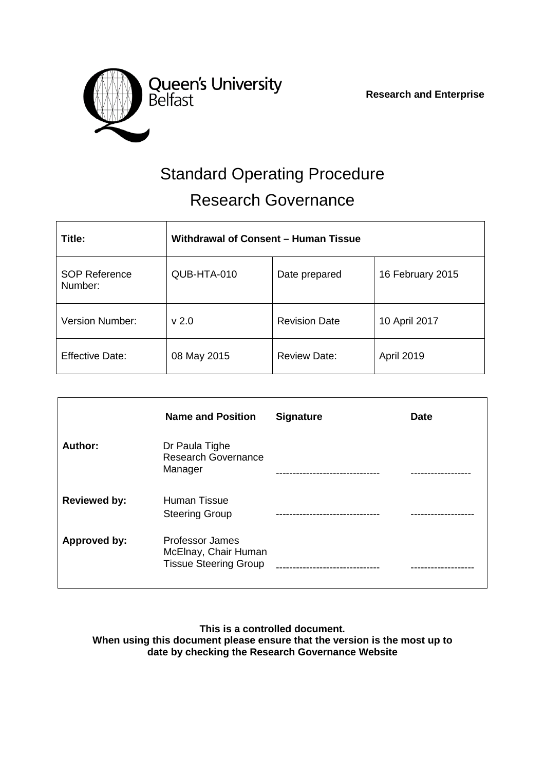Queen's University Belfast

**Research and Enterprise**

# Standard Operating Procedure

# Research Governance

| **Title:** | **Withdrawal of Consent – Human Tissue** | | |
|---|---|---|---|
| SOP Reference Number: | QUB-HTA-010 | Date prepared | 16 February 2015 |
| Version Number: | v 2.0 | Revision Date | 10 April 2017 |
| Effective Date: | 08 May 2015 | Review Date: | April 2019 |

| | **Name and Position** | **Signature** | **Date** |
|---|---|---|---|
| **Author:** | Dr Paula Tighe Research Governance Manager | ------------------------------ | ----------------- |
| **Reviewed by:** | Human Tissue Steering Group | ------------------------------ | ------------------ |
| **Approved by:** | Professor James McElnay, Chair Human Tissue Steering Group | ------------------------------ | ------------------ |

**This is a controlled document.**
**When using this document please ensure that the version is the most up to date by checking the Research Governance Website**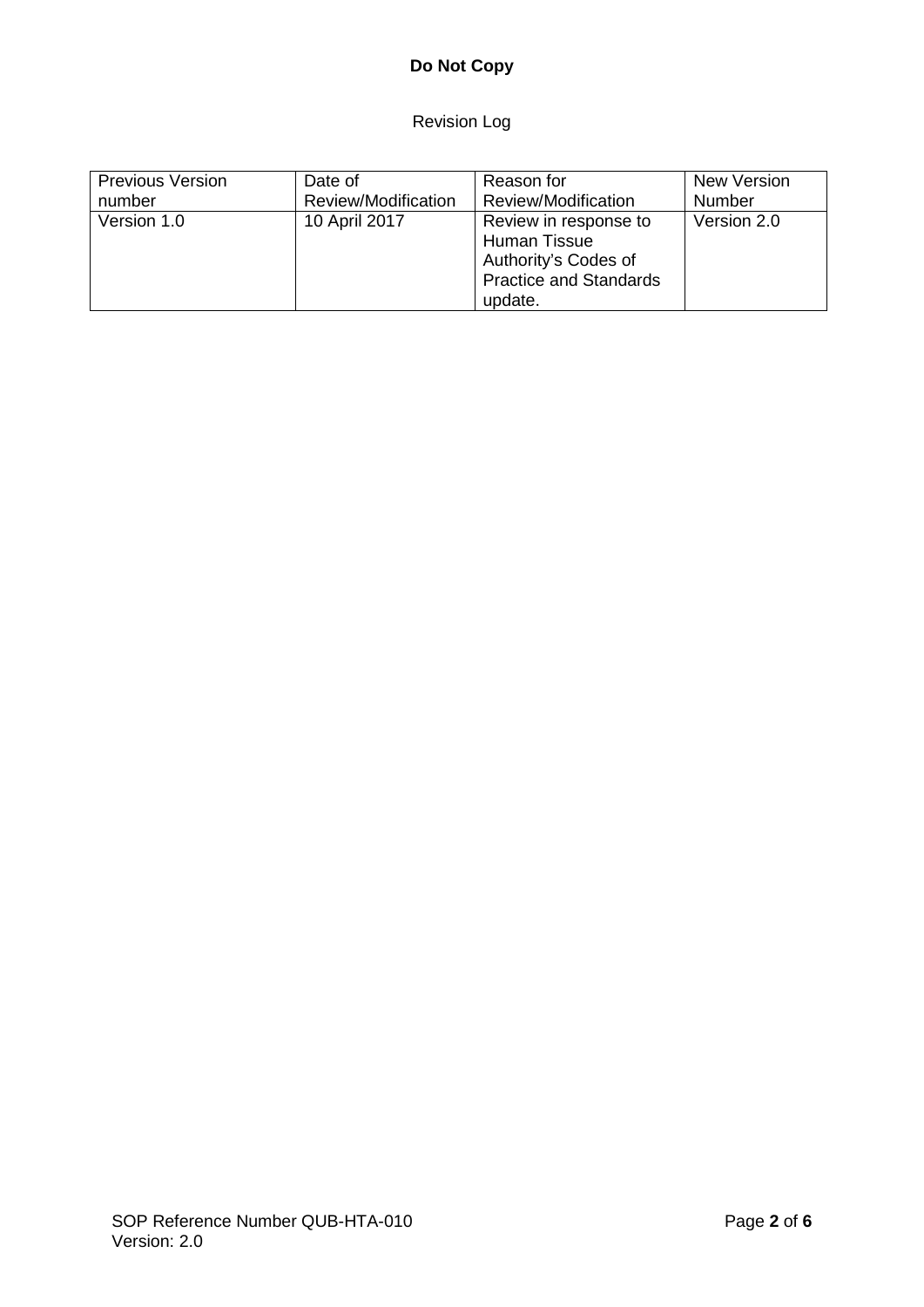**Do Not Copy**

Revision Log

| Previous Version number | Date of Review/Modification | Reason for Review/Modification | New Version Number |
| --- | --- | --- | --- |
| Version 1.0 | 10 April 2017 | Review in response to Human Tissue Authority's Codes of Practice and Standards update. | Version 2.0 |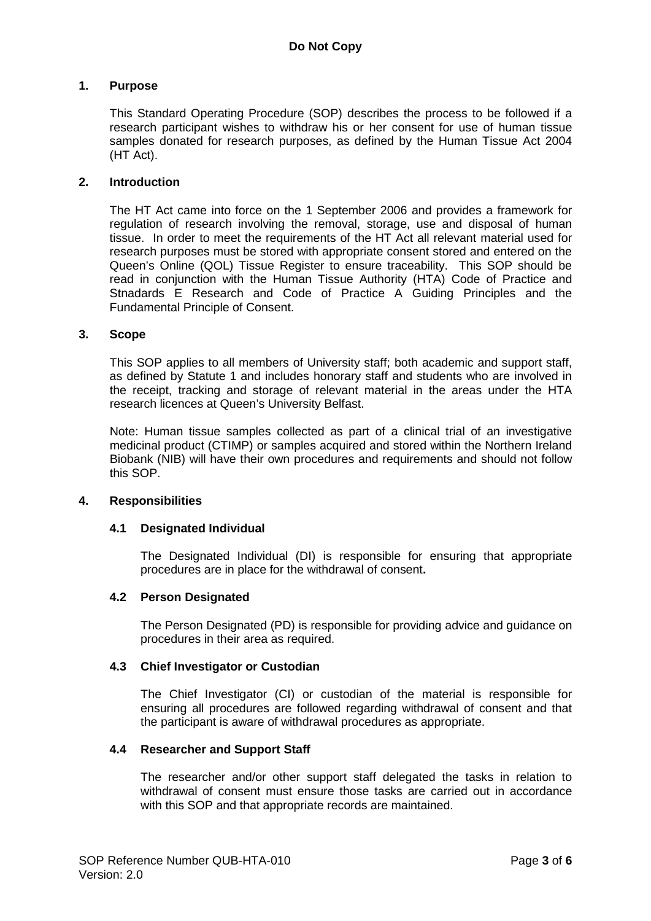## 1. Purpose

This Standard Operating Procedure (SOP) describes the process to be followed if a research participant wishes to withdraw his or her consent for use of human tissue samples donated for research purposes, as defined by the Human Tissue Act 2004 (HT Act).

## 2. Introduction

The HT Act came into force on the 1 September 2006 and provides a framework for regulation of research involving the removal, storage, use and disposal of human tissue. In order to meet the requirements of the HT Act all relevant material used for research purposes must be stored with appropriate consent stored and entered on the Queen's Online (QOL) Tissue Register to ensure traceability. This SOP should be read in conjunction with the Human Tissue Authority (HTA) Code of Practice and Stnadards E Research and Code of Practice A Guiding Principles and the Fundamental Principle of Consent.

## 3. Scope

This SOP applies to all members of University staff; both academic and support staff, as defined by Statute 1 and includes honorary staff and students who are involved in the receipt, tracking and storage of relevant material in the areas under the HTA research licences at Queen's University Belfast.

Note: Human tissue samples collected as part of a clinical trial of an investigative medicinal product (CTIMP) or samples acquired and stored within the Northern Ireland Biobank (NIB) will have their own procedures and requirements and should not follow this SOP.

## 4. Responsibilities

### 4.1 Designated Individual

The Designated Individual (DI) is responsible for ensuring that appropriate procedures are in place for the withdrawal of consent**.**

### 4.2 Person Designated

The Person Designated (PD) is responsible for providing advice and guidance on procedures in their area as required.

### 4.3 Chief Investigator or Custodian

The Chief Investigator (CI) or custodian of the material is responsible for ensuring all procedures are followed regarding withdrawal of consent and that the participant is aware of withdrawal procedures as appropriate.

### 4.4 Researcher and Support Staff

The researcher and/or other support staff delegated the tasks in relation to withdrawal of consent must ensure those tasks are carried out in accordance with this SOP and that appropriate records are maintained.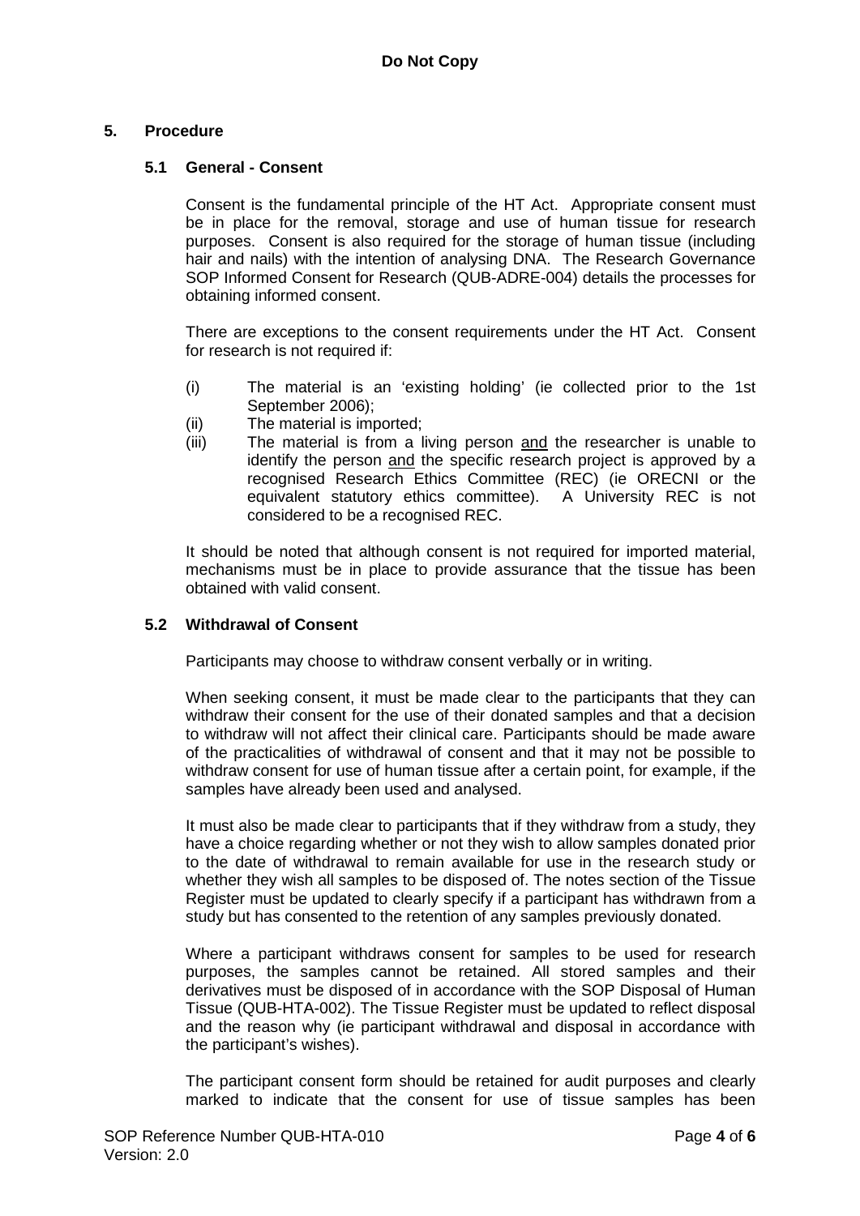**Do Not Copy**

## 5. Procedure

### 5.1 General - Consent

Consent is the fundamental principle of the HT Act. Appropriate consent must be in place for the removal, storage and use of human tissue for research purposes. Consent is also required for the storage of human tissue (including hair and nails) with the intention of analysing DNA. The Research Governance SOP Informed Consent for Research (QUB-ADRE-004) details the processes for obtaining informed consent.

There are exceptions to the consent requirements under the HT Act. Consent for research is not required if:

(i) The material is an 'existing holding' (ie collected prior to the 1st September 2006);
(ii) The material is imported;
(iii) The material is from a living person <u>and</u> the researcher is unable to identify the person <u>and</u> the specific research project is approved by a recognised Research Ethics Committee (REC) (ie ORECNI or the equivalent statutory ethics committee). A University REC is not considered to be a recognised REC.

It should be noted that although consent is not required for imported material, mechanisms must be in place to provide assurance that the tissue has been obtained with valid consent.

### 5.2 Withdrawal of Consent

Participants may choose to withdraw consent verbally or in writing.

When seeking consent, it must be made clear to the participants that they can withdraw their consent for the use of their donated samples and that a decision to withdraw will not affect their clinical care. Participants should be made aware of the practicalities of withdrawal of consent and that it may not be possible to withdraw consent for use of human tissue after a certain point, for example, if the samples have already been used and analysed.

It must also be made clear to participants that if they withdraw from a study, they have a choice regarding whether or not they wish to allow samples donated prior to the date of withdrawal to remain available for use in the research study or whether they wish all samples to be disposed of. The notes section of the Tissue Register must be updated to clearly specify if a participant has withdrawn from a study but has consented to the retention of any samples previously donated.

Where a participant withdraws consent for samples to be used for research purposes, the samples cannot be retained. All stored samples and their derivatives must be disposed of in accordance with the SOP Disposal of Human Tissue (QUB-HTA-002). The Tissue Register must be updated to reflect disposal and the reason why (ie participant withdrawal and disposal in accordance with the participant's wishes).

The participant consent form should be retained for audit purposes and clearly marked to indicate that the consent for use of tissue samples has been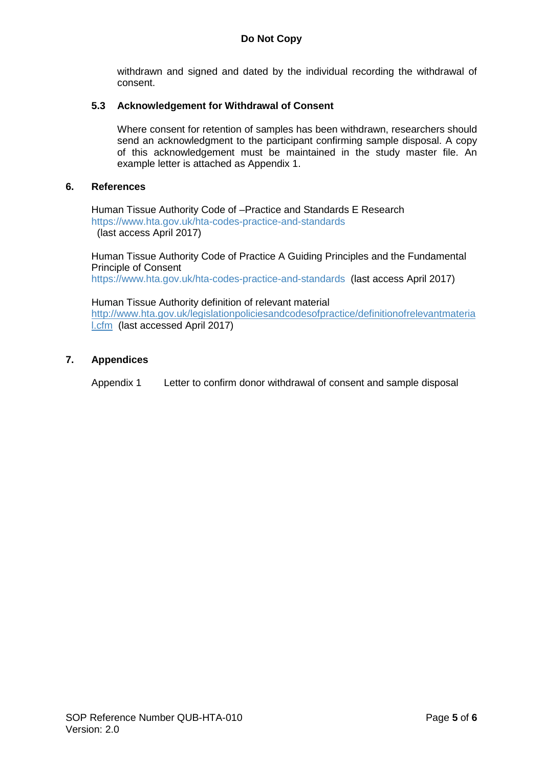withdrawn and signed and dated by the individual recording the withdrawal of consent.

### 5.3 Acknowledgement for Withdrawal of Consent

Where consent for retention of samples has been withdrawn, researchers should send an acknowledgment to the participant confirming sample disposal. A copy of this acknowledgement must be maintained in the study master file. An example letter is attached as Appendix 1.

## 6. References

Human Tissue Authority Code of –Practice and Standards E Research
https://www.hta.gov.uk/hta-codes-practice-and-standards
(last access April 2017)

Human Tissue Authority Code of Practice A Guiding Principles and the Fundamental Principle of Consent
https://www.hta.gov.uk/hta-codes-practice-and-standards (last access April 2017)

Human Tissue Authority definition of relevant material
http://www.hta.gov.uk/legislationpoliciesandcodesofpractice/definitionofrelevantmaterial.cfm (last accessed April 2017)

## 7. Appendices

Appendix 1 Letter to confirm donor withdrawal of consent and sample disposal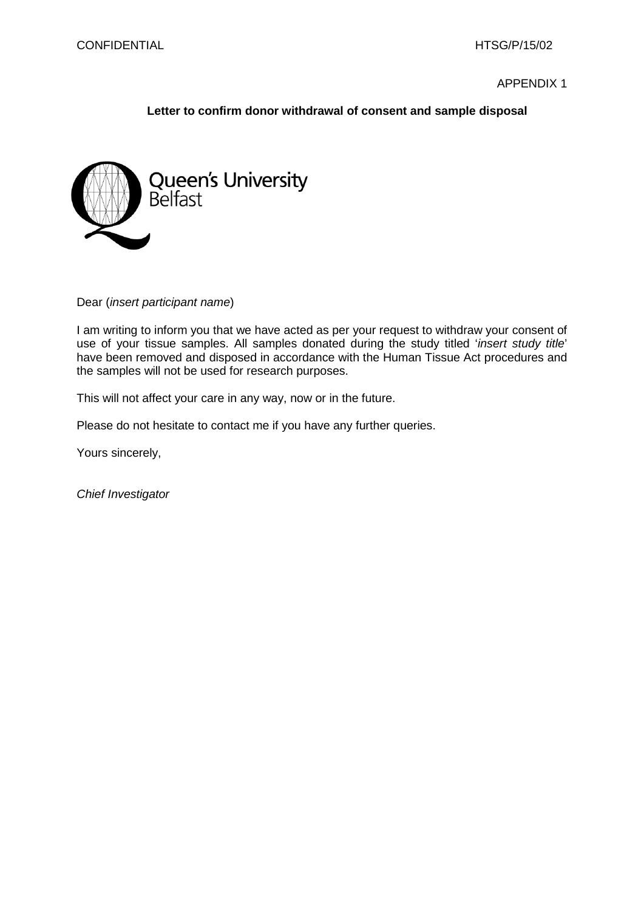APPENDIX 1

**Letter to confirm donor withdrawal of consent and sample disposal**

Queen's University Belfast

Dear (*insert participant name*)

I am writing to inform you that we have acted as per your request to withdraw your consent of use of your tissue samples. All samples donated during the study titled '*insert study title*' have been removed and disposed in accordance with the Human Tissue Act procedures and the samples will not be used for research purposes.

This will not affect your care in any way, now or in the future.

Please do not hesitate to contact me if you have any further queries.

Yours sincerely,

*Chief Investigator*